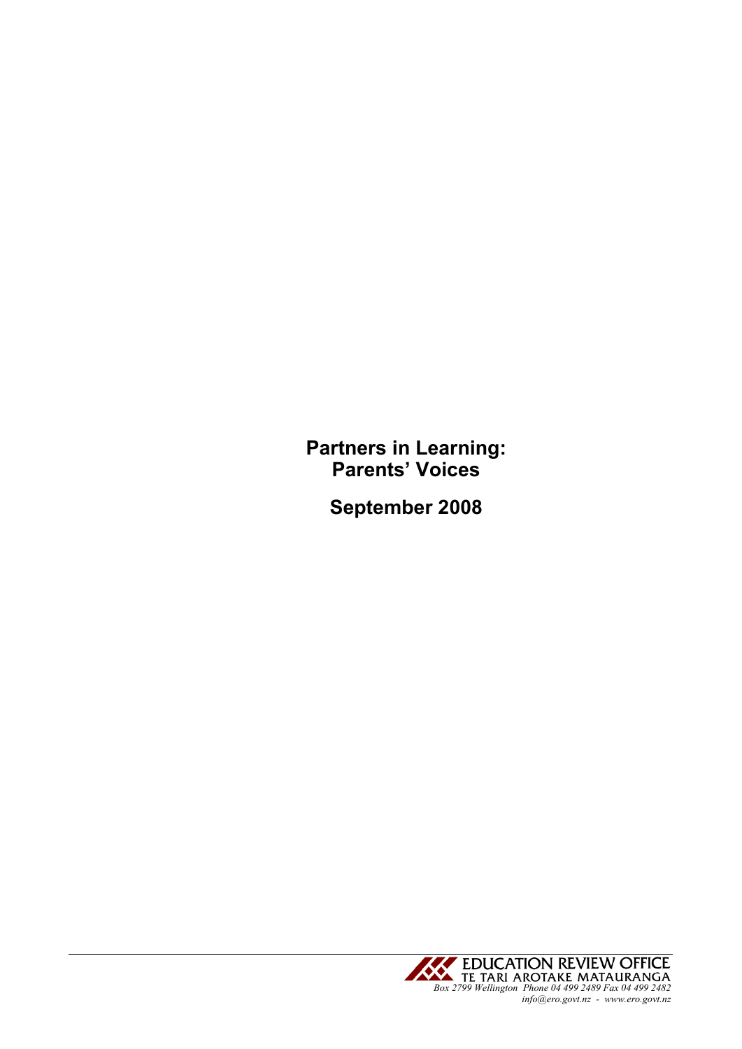# Partners in Learning: Parents' Voices

## September 2008

EDUCATION REVIEW OFFICE
TE TARI AROTAKE MATAURANGA
*Box 2799 Wellington Phone 04 499 2489 Fax 04 499 2482*
*info@ero.govt.nz - www.ero.govt.nz*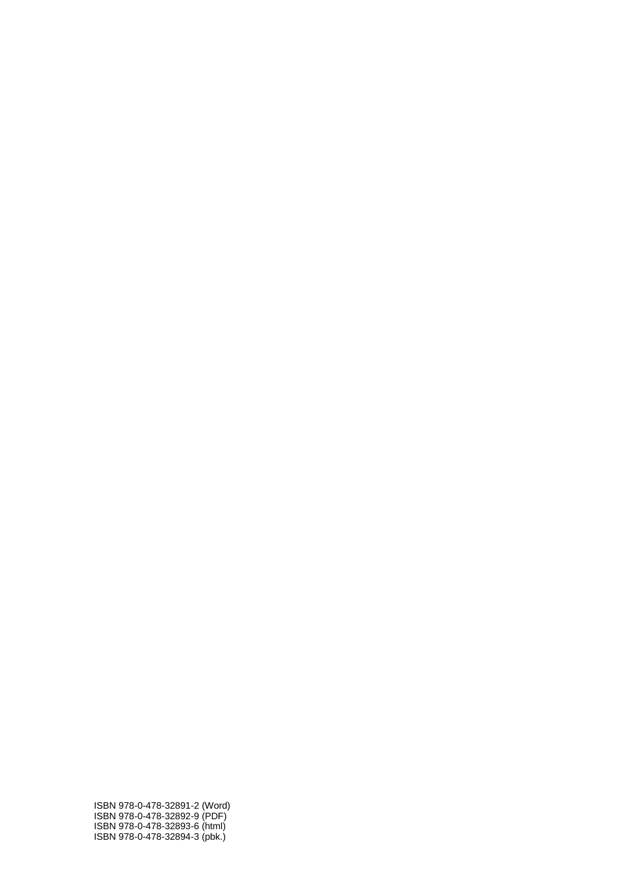ISBN 978-0-478-32891-2 (Word)
ISBN 978-0-478-32892-9 (PDF)
ISBN 978-0-478-32893-6 (html)
ISBN 978-0-478-32894-3 (pbk.)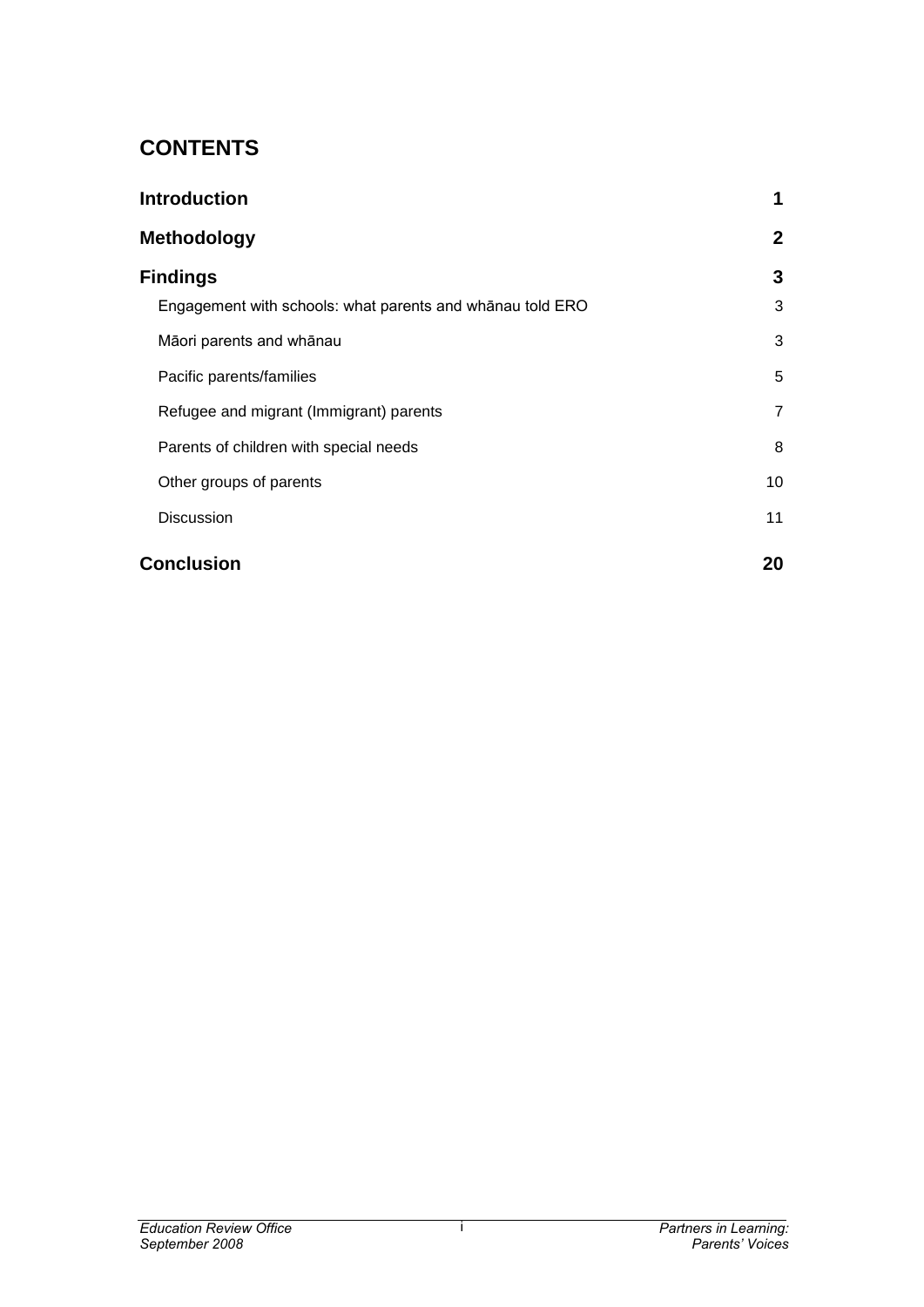# CONTENTS

| | |
|---|---|
| **Introduction** | **1** |
| **Methodology** | **2** |
| **Findings** | **3** |
| Engagement with schools: what parents and whānau told ERO | 3 |
| Māori parents and whānau | 3 |
| Pacific parents/families | 5 |
| Refugee and migrant (Immigrant) parents | 7 |
| Parents of children with special needs | 8 |
| Other groups of parents | 10 |
| Discussion | 11 |
| **Conclusion** | **20** |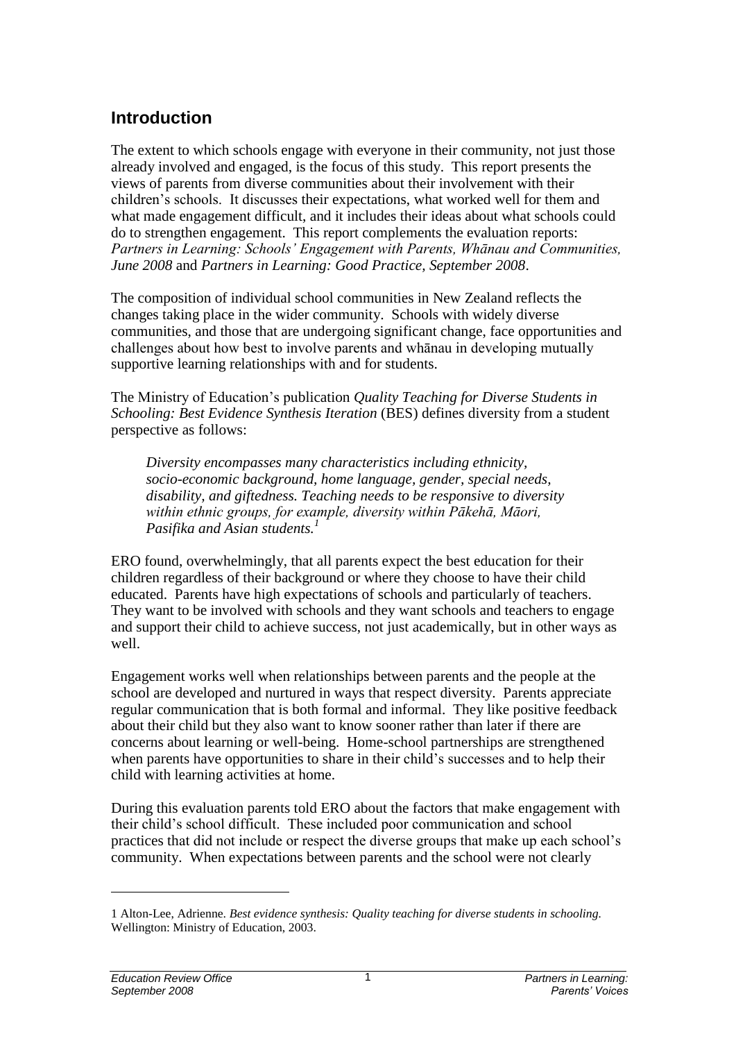## Introduction

The extent to which schools engage with everyone in their community, not just those already involved and engaged, is the focus of this study. This report presents the views of parents from diverse communities about their involvement with their children's schools. It discusses their expectations, what worked well for them and what made engagement difficult, and it includes their ideas about what schools could do to strengthen engagement. This report complements the evaluation reports: *Partners in Learning: Schools' Engagement with Parents, Whānau and Communities, June 2008* and *Partners in Learning: Good Practice, September 2008*.

The composition of individual school communities in New Zealand reflects the changes taking place in the wider community. Schools with widely diverse communities, and those that are undergoing significant change, face opportunities and challenges about how best to involve parents and whānau in developing mutually supportive learning relationships with and for students.

The Ministry of Education's publication *Quality Teaching for Diverse Students in Schooling: Best Evidence Synthesis Iteration* (BES) defines diversity from a student perspective as follows:

> *Diversity encompasses many characteristics including ethnicity, socio-economic background, home language, gender, special needs, disability, and giftedness. Teaching needs to be responsive to diversity within ethnic groups, for example, diversity within Pākehā, Māori, Pasifika and Asian students.*[1]

ERO found, overwhelmingly, that all parents expect the best education for their children regardless of their background or where they choose to have their child educated. Parents have high expectations of schools and particularly of teachers. They want to be involved with schools and they want schools and teachers to engage and support their child to achieve success, not just academically, but in other ways as well.

Engagement works well when relationships between parents and the people at the school are developed and nurtured in ways that respect diversity. Parents appreciate regular communication that is both formal and informal. They like positive feedback about their child but they also want to know sooner rather than later if there are concerns about learning or well-being. Home-school partnerships are strengthened when parents have opportunities to share in their child's successes and to help their child with learning activities at home.

During this evaluation parents told ERO about the factors that make engagement with their child's school difficult. These included poor communication and school practices that did not include or respect the diverse groups that make up each school's community. When expectations between parents and the school were not clearly

---

1 Alton-Lee, Adrienne. *Best evidence synthesis: Quality teaching for diverse students in schooling.* Wellington: Ministry of Education, 2003.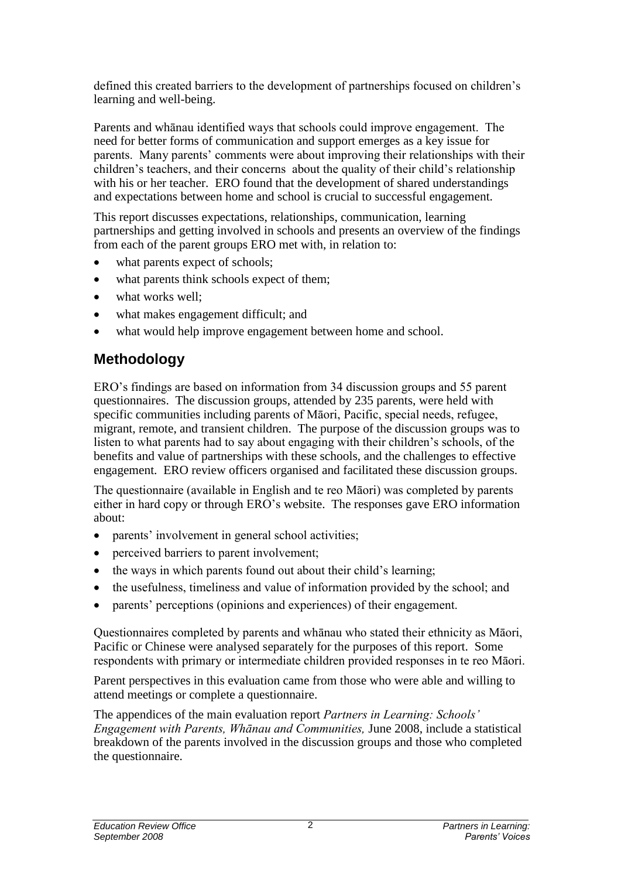defined this created barriers to the development of partnerships focused on children's learning and well-being.

Parents and whānau identified ways that schools could improve engagement. The need for better forms of communication and support emerges as a key issue for parents. Many parents' comments were about improving their relationships with their children's teachers, and their concerns about the quality of their child's relationship with his or her teacher. ERO found that the development of shared understandings and expectations between home and school is crucial to successful engagement.

This report discusses expectations, relationships, communication, learning partnerships and getting involved in schools and presents an overview of the findings from each of the parent groups ERO met with, in relation to:

- what parents expect of schools;
- what parents think schools expect of them;
- what works well;
- what makes engagement difficult; and
- what would help improve engagement between home and school.

## Methodology

ERO's findings are based on information from 34 discussion groups and 55 parent questionnaires. The discussion groups, attended by 235 parents, were held with specific communities including parents of Māori, Pacific, special needs, refugee, migrant, remote, and transient children. The purpose of the discussion groups was to listen to what parents had to say about engaging with their children's schools, of the benefits and value of partnerships with these schools, and the challenges to effective engagement. ERO review officers organised and facilitated these discussion groups.

The questionnaire (available in English and te reo Māori) was completed by parents either in hard copy or through ERO's website. The responses gave ERO information about:

- parents' involvement in general school activities;
- perceived barriers to parent involvement;
- the ways in which parents found out about their child's learning;
- the usefulness, timeliness and value of information provided by the school; and
- parents' perceptions (opinions and experiences) of their engagement.

Questionnaires completed by parents and whānau who stated their ethnicity as Māori, Pacific or Chinese were analysed separately for the purposes of this report. Some respondents with primary or intermediate children provided responses in te reo Māori.

Parent perspectives in this evaluation came from those who were able and willing to attend meetings or complete a questionnaire.

The appendices of the main evaluation report *Partners in Learning: Schools' Engagement with Parents, Whānau and Communities,* June 2008, include a statistical breakdown of the parents involved in the discussion groups and those who completed the questionnaire.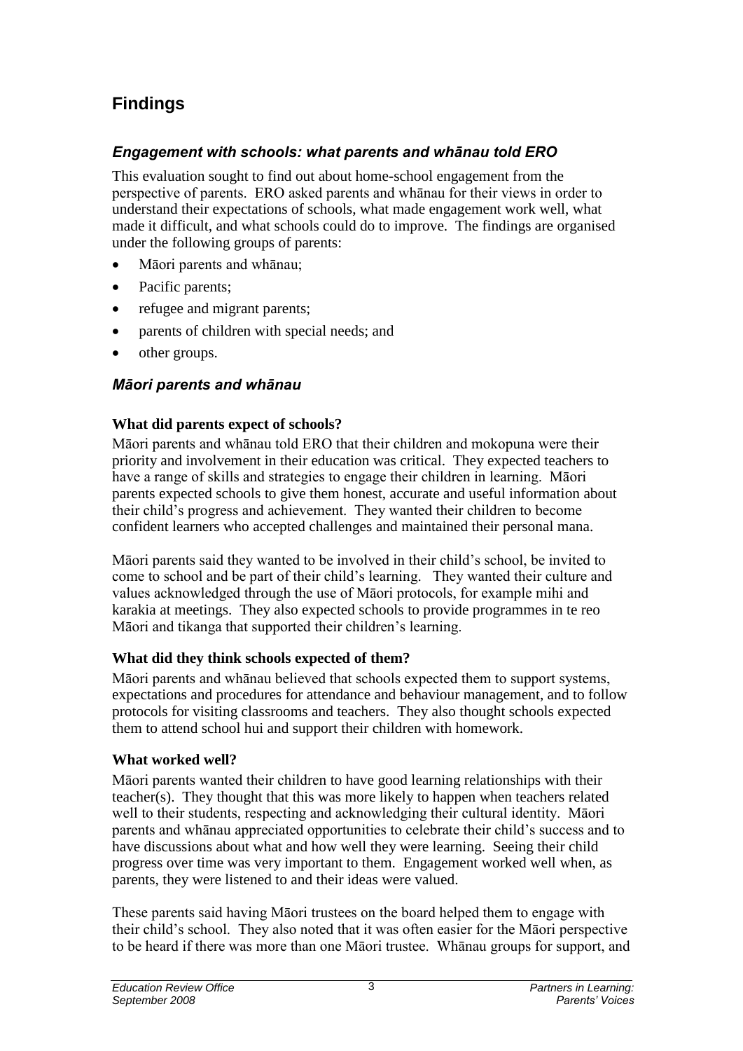# Findings

## *Engagement with schools: what parents and whānau told ERO*

This evaluation sought to find out about home-school engagement from the perspective of parents. ERO asked parents and whānau for their views in order to understand their expectations of schools, what made engagement work well, what made it difficult, and what schools could do to improve. The findings are organised under the following groups of parents:

- Māori parents and whānau;
- Pacific parents;
- refugee and migrant parents;
- parents of children with special needs; and
- other groups.

## *Māori parents and whānau*

### What did parents expect of schools?

Māori parents and whānau told ERO that their children and mokopuna were their priority and involvement in their education was critical. They expected teachers to have a range of skills and strategies to engage their children in learning. Māori parents expected schools to give them honest, accurate and useful information about their child's progress and achievement. They wanted their children to become confident learners who accepted challenges and maintained their personal mana.

Māori parents said they wanted to be involved in their child's school, be invited to come to school and be part of their child's learning. They wanted their culture and values acknowledged through the use of Māori protocols, for example mihi and karakia at meetings. They also expected schools to provide programmes in te reo Māori and tikanga that supported their children's learning.

### What did they think schools expected of them?

Māori parents and whānau believed that schools expected them to support systems, expectations and procedures for attendance and behaviour management, and to follow protocols for visiting classrooms and teachers. They also thought schools expected them to attend school hui and support their children with homework.

### What worked well?

Māori parents wanted their children to have good learning relationships with their teacher(s). They thought that this was more likely to happen when teachers related well to their students, respecting and acknowledging their cultural identity. Māori parents and whānau appreciated opportunities to celebrate their child's success and to have discussions about what and how well they were learning. Seeing their child progress over time was very important to them. Engagement worked well when, as parents, they were listened to and their ideas were valued.

These parents said having Māori trustees on the board helped them to engage with their child's school. They also noted that it was often easier for the Māori perspective to be heard if there was more than one Māori trustee. Whānau groups for support, and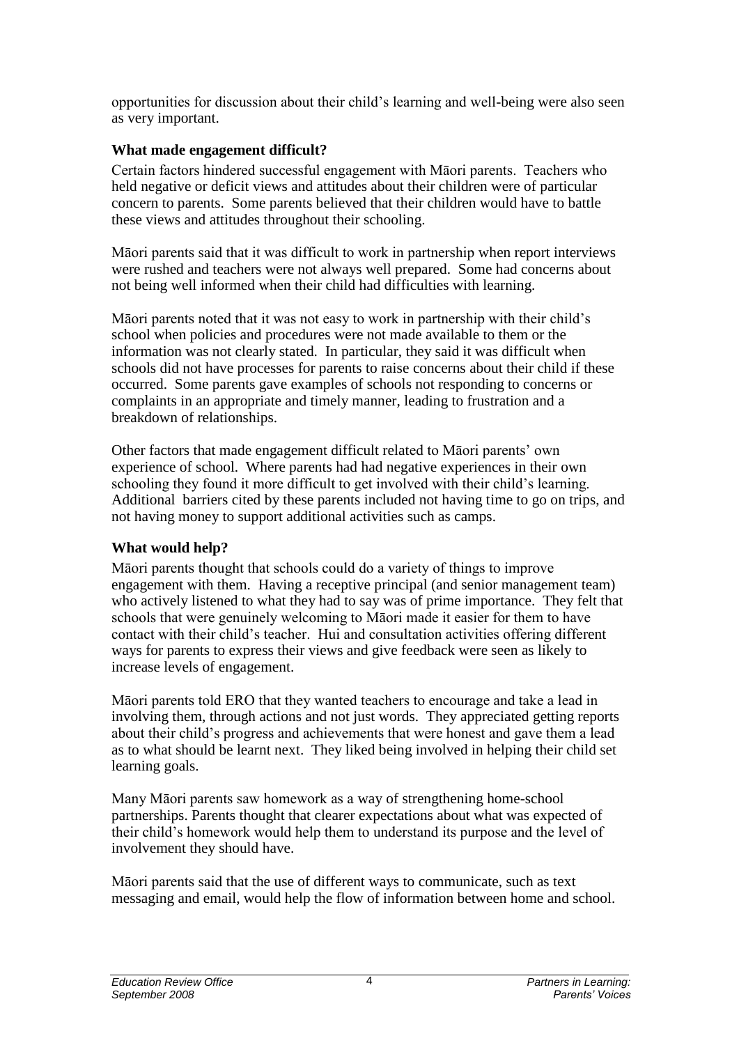opportunities for discussion about their child's learning and well-being were also seen as very important.

### What made engagement difficult?

Certain factors hindered successful engagement with Māori parents. Teachers who held negative or deficit views and attitudes about their children were of particular concern to parents. Some parents believed that their children would have to battle these views and attitudes throughout their schooling.

Māori parents said that it was difficult to work in partnership when report interviews were rushed and teachers were not always well prepared. Some had concerns about not being well informed when their child had difficulties with learning.

Māori parents noted that it was not easy to work in partnership with their child's school when policies and procedures were not made available to them or the information was not clearly stated. In particular, they said it was difficult when schools did not have processes for parents to raise concerns about their child if these occurred. Some parents gave examples of schools not responding to concerns or complaints in an appropriate and timely manner, leading to frustration and a breakdown of relationships.

Other factors that made engagement difficult related to Māori parents' own experience of school. Where parents had had negative experiences in their own schooling they found it more difficult to get involved with their child's learning. Additional barriers cited by these parents included not having time to go on trips, and not having money to support additional activities such as camps.

### What would help?

Māori parents thought that schools could do a variety of things to improve engagement with them. Having a receptive principal (and senior management team) who actively listened to what they had to say was of prime importance. They felt that schools that were genuinely welcoming to Māori made it easier for them to have contact with their child's teacher. Hui and consultation activities offering different ways for parents to express their views and give feedback were seen as likely to increase levels of engagement.

Māori parents told ERO that they wanted teachers to encourage and take a lead in involving them, through actions and not just words. They appreciated getting reports about their child's progress and achievements that were honest and gave them a lead as to what should be learnt next. They liked being involved in helping their child set learning goals.

Many Māori parents saw homework as a way of strengthening home-school partnerships. Parents thought that clearer expectations about what was expected of their child's homework would help them to understand its purpose and the level of involvement they should have.

Māori parents said that the use of different ways to communicate, such as text messaging and email, would help the flow of information between home and school.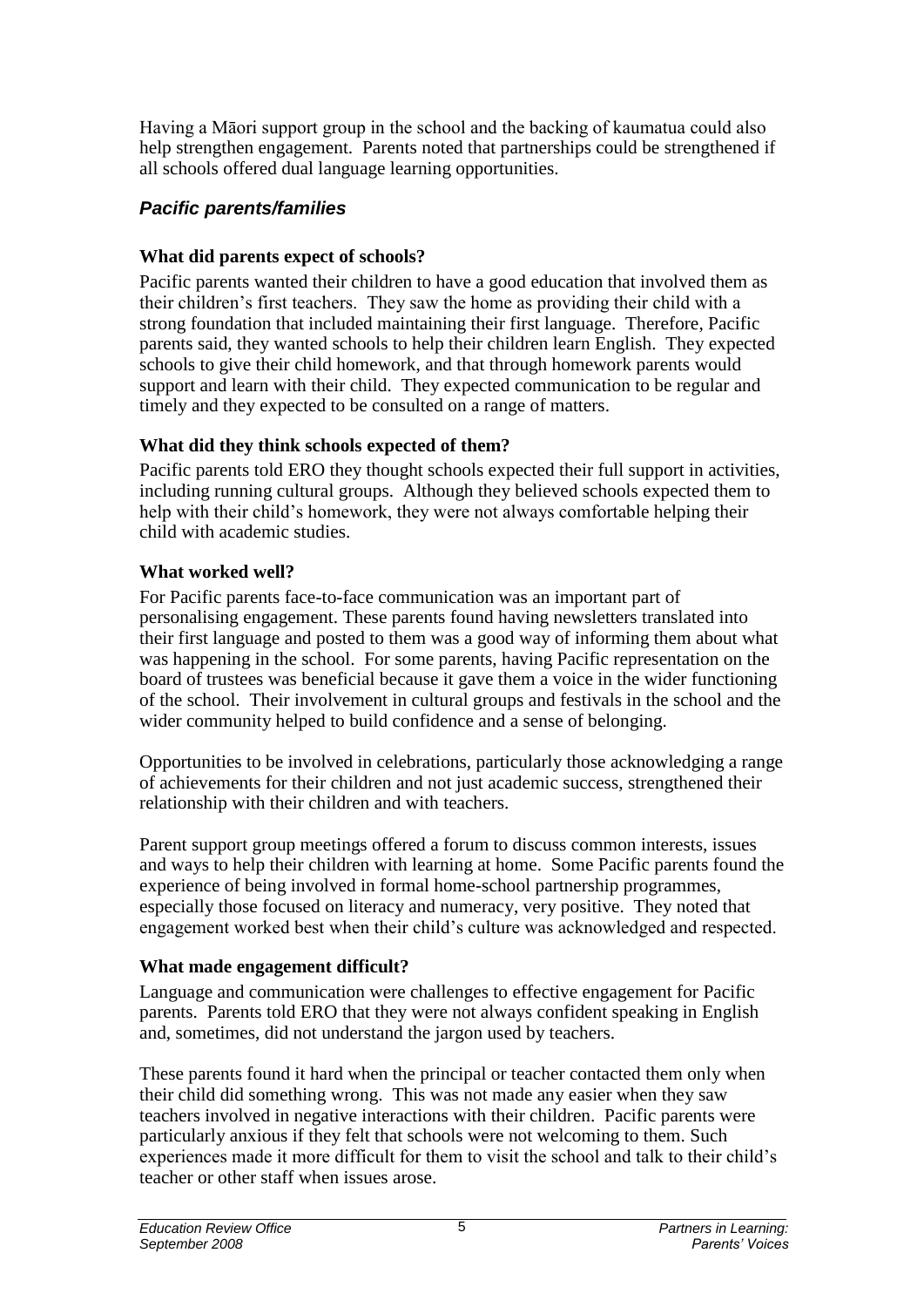Having a Māori support group in the school and the backing of kaumatua could also help strengthen engagement. Parents noted that partnerships could be strengthened if all schools offered dual language learning opportunities.

### *Pacific parents/families*

#### What did parents expect of schools?

Pacific parents wanted their children to have a good education that involved them as their children's first teachers. They saw the home as providing their child with a strong foundation that included maintaining their first language. Therefore, Pacific parents said, they wanted schools to help their children learn English. They expected schools to give their child homework, and that through homework parents would support and learn with their child. They expected communication to be regular and timely and they expected to be consulted on a range of matters.

#### What did they think schools expected of them?

Pacific parents told ERO they thought schools expected their full support in activities, including running cultural groups. Although they believed schools expected them to help with their child's homework, they were not always comfortable helping their child with academic studies.

#### What worked well?

For Pacific parents face-to-face communication was an important part of personalising engagement. These parents found having newsletters translated into their first language and posted to them was a good way of informing them about what was happening in the school. For some parents, having Pacific representation on the board of trustees was beneficial because it gave them a voice in the wider functioning of the school. Their involvement in cultural groups and festivals in the school and the wider community helped to build confidence and a sense of belonging.

Opportunities to be involved in celebrations, particularly those acknowledging a range of achievements for their children and not just academic success, strengthened their relationship with their children and with teachers.

Parent support group meetings offered a forum to discuss common interests, issues and ways to help their children with learning at home. Some Pacific parents found the experience of being involved in formal home-school partnership programmes, especially those focused on literacy and numeracy, very positive. They noted that engagement worked best when their child's culture was acknowledged and respected.

#### What made engagement difficult?

Language and communication were challenges to effective engagement for Pacific parents. Parents told ERO that they were not always confident speaking in English and, sometimes, did not understand the jargon used by teachers.

These parents found it hard when the principal or teacher contacted them only when their child did something wrong. This was not made any easier when they saw teachers involved in negative interactions with their children. Pacific parents were particularly anxious if they felt that schools were not welcoming to them. Such experiences made it more difficult for them to visit the school and talk to their child's teacher or other staff when issues arose.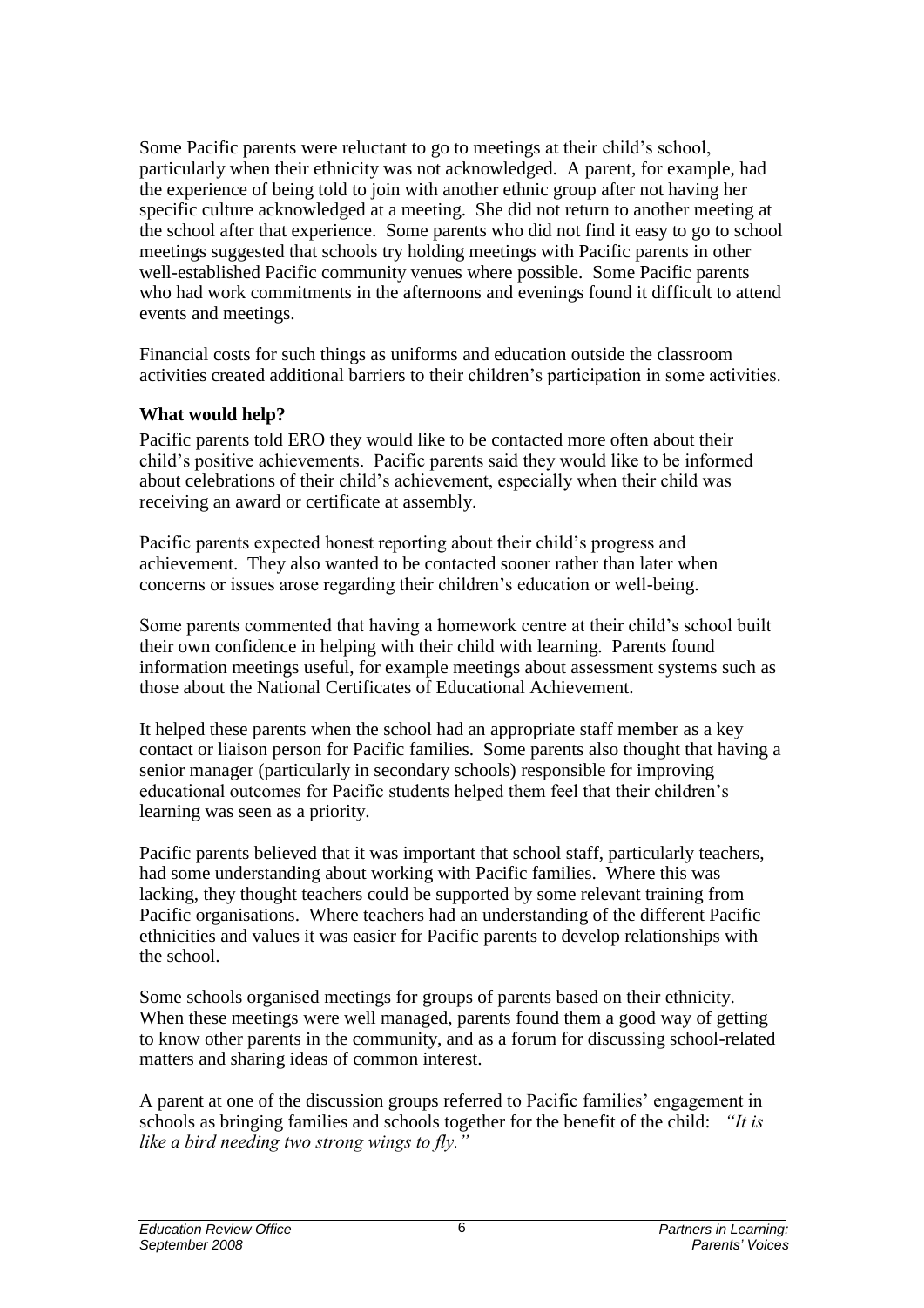Some Pacific parents were reluctant to go to meetings at their child's school, particularly when their ethnicity was not acknowledged. A parent, for example, had the experience of being told to join with another ethnic group after not having her specific culture acknowledged at a meeting. She did not return to another meeting at the school after that experience. Some parents who did not find it easy to go to school meetings suggested that schools try holding meetings with Pacific parents in other well-established Pacific community venues where possible. Some Pacific parents who had work commitments in the afternoons and evenings found it difficult to attend events and meetings.

Financial costs for such things as uniforms and education outside the classroom activities created additional barriers to their children's participation in some activities.

**What would help?**

Pacific parents told ERO they would like to be contacted more often about their child's positive achievements. Pacific parents said they would like to be informed about celebrations of their child's achievement, especially when their child was receiving an award or certificate at assembly.

Pacific parents expected honest reporting about their child's progress and achievement. They also wanted to be contacted sooner rather than later when concerns or issues arose regarding their children's education or well-being.

Some parents commented that having a homework centre at their child's school built their own confidence in helping with their child with learning. Parents found information meetings useful, for example meetings about assessment systems such as those about the National Certificates of Educational Achievement.

It helped these parents when the school had an appropriate staff member as a key contact or liaison person for Pacific families. Some parents also thought that having a senior manager (particularly in secondary schools) responsible for improving educational outcomes for Pacific students helped them feel that their children's learning was seen as a priority.

Pacific parents believed that it was important that school staff, particularly teachers, had some understanding about working with Pacific families. Where this was lacking, they thought teachers could be supported by some relevant training from Pacific organisations. Where teachers had an understanding of the different Pacific ethnicities and values it was easier for Pacific parents to develop relationships with the school.

Some schools organised meetings for groups of parents based on their ethnicity. When these meetings were well managed, parents found them a good way of getting to know other parents in the community, and as a forum for discussing school-related matters and sharing ideas of common interest.

A parent at one of the discussion groups referred to Pacific families' engagement in schools as bringing families and schools together for the benefit of the child: *"It is like a bird needing two strong wings to fly."*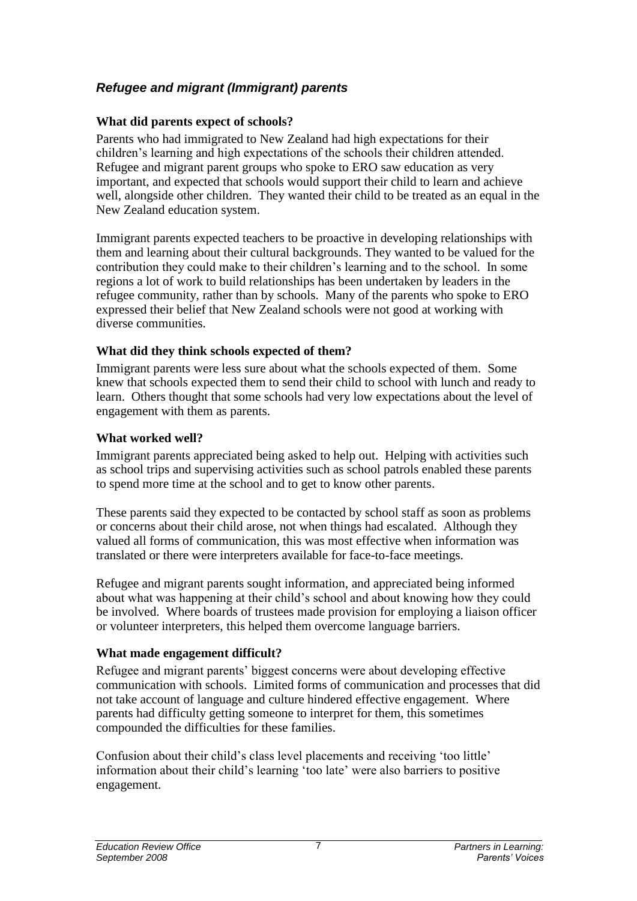## *Refugee and migrant (Immigrant) parents*

### What did parents expect of schools?

Parents who had immigrated to New Zealand had high expectations for their children's learning and high expectations of the schools their children attended. Refugee and migrant parent groups who spoke to ERO saw education as very important, and expected that schools would support their child to learn and achieve well, alongside other children. They wanted their child to be treated as an equal in the New Zealand education system.

Immigrant parents expected teachers to be proactive in developing relationships with them and learning about their cultural backgrounds. They wanted to be valued for the contribution they could make to their children's learning and to the school. In some regions a lot of work to build relationships has been undertaken by leaders in the refugee community, rather than by schools. Many of the parents who spoke to ERO expressed their belief that New Zealand schools were not good at working with diverse communities.

### What did they think schools expected of them?

Immigrant parents were less sure about what the schools expected of them. Some knew that schools expected them to send their child to school with lunch and ready to learn. Others thought that some schools had very low expectations about the level of engagement with them as parents.

### What worked well?

Immigrant parents appreciated being asked to help out. Helping with activities such as school trips and supervising activities such as school patrols enabled these parents to spend more time at the school and to get to know other parents.

These parents said they expected to be contacted by school staff as soon as problems or concerns about their child arose, not when things had escalated. Although they valued all forms of communication, this was most effective when information was translated or there were interpreters available for face-to-face meetings.

Refugee and migrant parents sought information, and appreciated being informed about what was happening at their child's school and about knowing how they could be involved. Where boards of trustees made provision for employing a liaison officer or volunteer interpreters, this helped them overcome language barriers.

### What made engagement difficult?

Refugee and migrant parents' biggest concerns were about developing effective communication with schools. Limited forms of communication and processes that did not take account of language and culture hindered effective engagement. Where parents had difficulty getting someone to interpret for them, this sometimes compounded the difficulties for these families.

Confusion about their child's class level placements and receiving 'too little' information about their child's learning 'too late' were also barriers to positive engagement.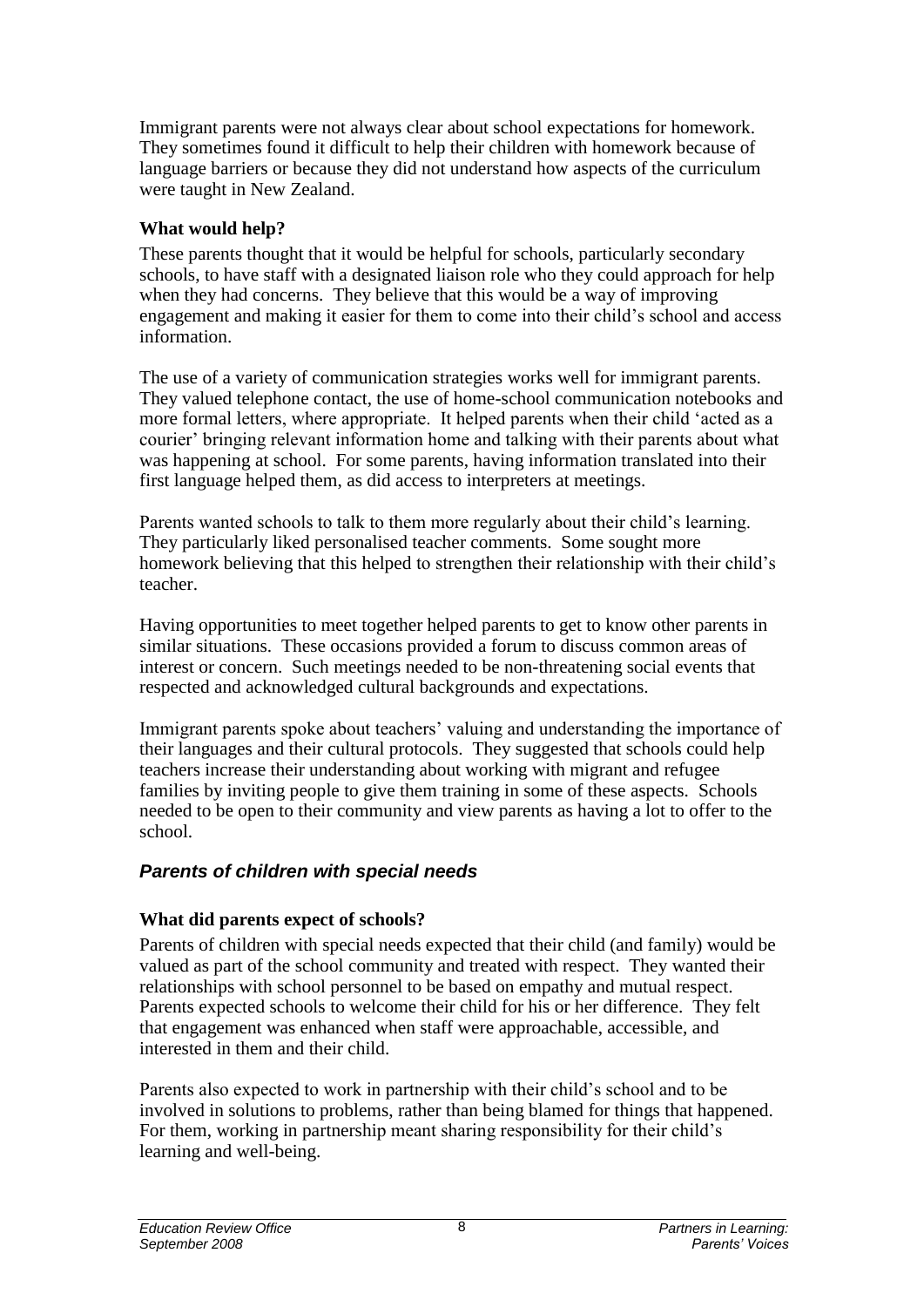Immigrant parents were not always clear about school expectations for homework. They sometimes found it difficult to help their children with homework because of language barriers or because they did not understand how aspects of the curriculum were taught in New Zealand.

**What would help?**

These parents thought that it would be helpful for schools, particularly secondary schools, to have staff with a designated liaison role who they could approach for help when they had concerns. They believe that this would be a way of improving engagement and making it easier for them to come into their child's school and access information.

The use of a variety of communication strategies works well for immigrant parents. They valued telephone contact, the use of home-school communication notebooks and more formal letters, where appropriate. It helped parents when their child 'acted as a courier' bringing relevant information home and talking with their parents about what was happening at school. For some parents, having information translated into their first language helped them, as did access to interpreters at meetings.

Parents wanted schools to talk to them more regularly about their child's learning. They particularly liked personalised teacher comments. Some sought more homework believing that this helped to strengthen their relationship with their child's teacher.

Having opportunities to meet together helped parents to get to know other parents in similar situations. These occasions provided a forum to discuss common areas of interest or concern. Such meetings needed to be non-threatening social events that respected and acknowledged cultural backgrounds and expectations.

Immigrant parents spoke about teachers' valuing and understanding the importance of their languages and their cultural protocols. They suggested that schools could help teachers increase their understanding about working with migrant and refugee families by inviting people to give them training in some of these aspects. Schools needed to be open to their community and view parents as having a lot to offer to the school.

### *Parents of children with special needs*

**What did parents expect of schools?**

Parents of children with special needs expected that their child (and family) would be valued as part of the school community and treated with respect. They wanted their relationships with school personnel to be based on empathy and mutual respect. Parents expected schools to welcome their child for his or her difference. They felt that engagement was enhanced when staff were approachable, accessible, and interested in them and their child.

Parents also expected to work in partnership with their child's school and to be involved in solutions to problems, rather than being blamed for things that happened. For them, working in partnership meant sharing responsibility for their child's learning and well-being.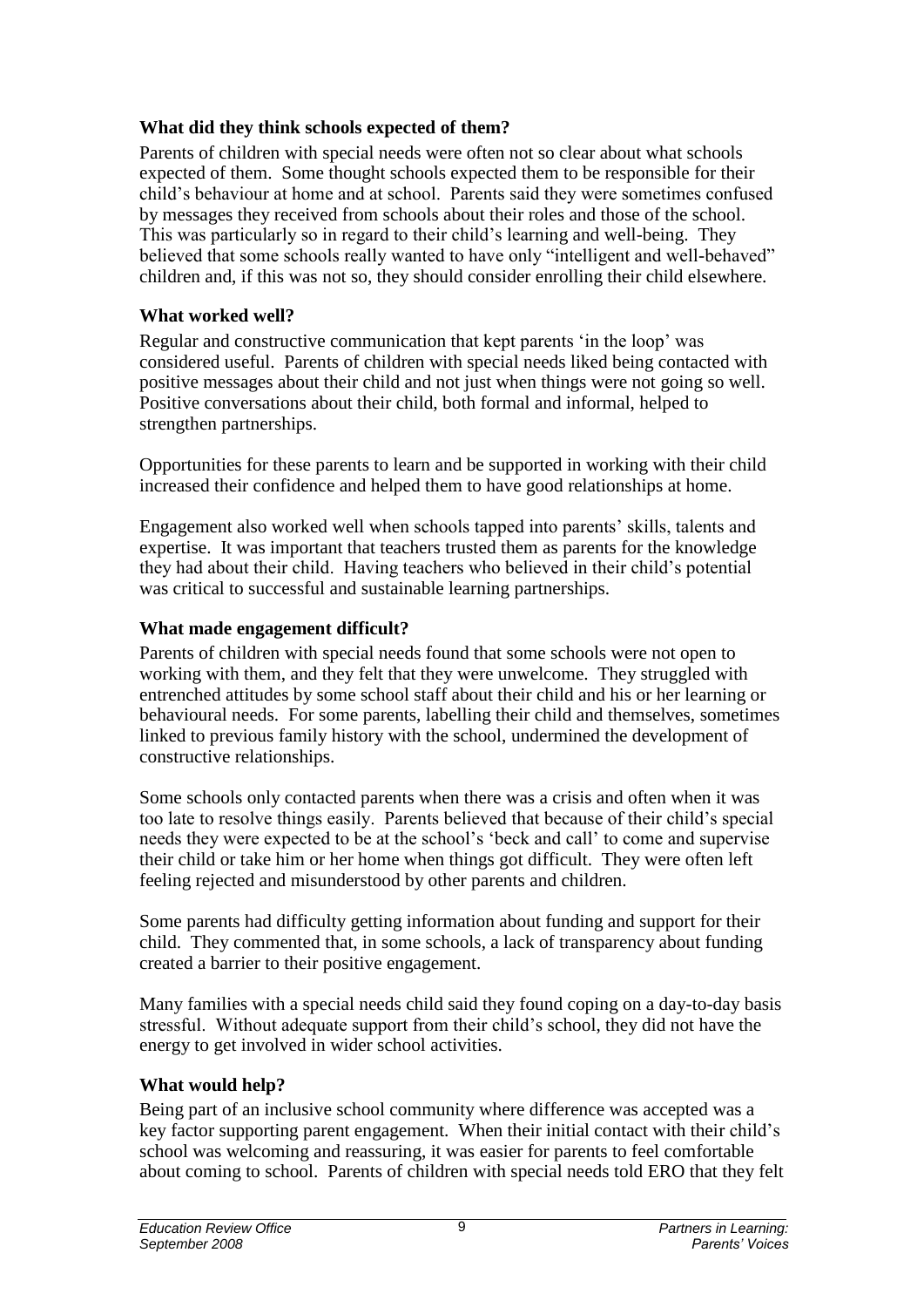### What did they think schools expected of them?

Parents of children with special needs were often not so clear about what schools expected of them. Some thought schools expected them to be responsible for their child's behaviour at home and at school. Parents said they were sometimes confused by messages they received from schools about their roles and those of the school. This was particularly so in regard to their child's learning and well-being. They believed that some schools really wanted to have only "intelligent and well-behaved" children and, if this was not so, they should consider enrolling their child elsewhere.

### What worked well?

Regular and constructive communication that kept parents 'in the loop' was considered useful. Parents of children with special needs liked being contacted with positive messages about their child and not just when things were not going so well. Positive conversations about their child, both formal and informal, helped to strengthen partnerships.

Opportunities for these parents to learn and be supported in working with their child increased their confidence and helped them to have good relationships at home.

Engagement also worked well when schools tapped into parents' skills, talents and expertise. It was important that teachers trusted them as parents for the knowledge they had about their child. Having teachers who believed in their child's potential was critical to successful and sustainable learning partnerships.

### What made engagement difficult?

Parents of children with special needs found that some schools were not open to working with them, and they felt that they were unwelcome. They struggled with entrenched attitudes by some school staff about their child and his or her learning or behavioural needs. For some parents, labelling their child and themselves, sometimes linked to previous family history with the school, undermined the development of constructive relationships.

Some schools only contacted parents when there was a crisis and often when it was too late to resolve things easily. Parents believed that because of their child's special needs they were expected to be at the school's 'beck and call' to come and supervise their child or take him or her home when things got difficult. They were often left feeling rejected and misunderstood by other parents and children.

Some parents had difficulty getting information about funding and support for their child. They commented that, in some schools, a lack of transparency about funding created a barrier to their positive engagement.

Many families with a special needs child said they found coping on a day-to-day basis stressful. Without adequate support from their child's school, they did not have the energy to get involved in wider school activities.

### What would help?

Being part of an inclusive school community where difference was accepted was a key factor supporting parent engagement. When their initial contact with their child's school was welcoming and reassuring, it was easier for parents to feel comfortable about coming to school. Parents of children with special needs told ERO that they felt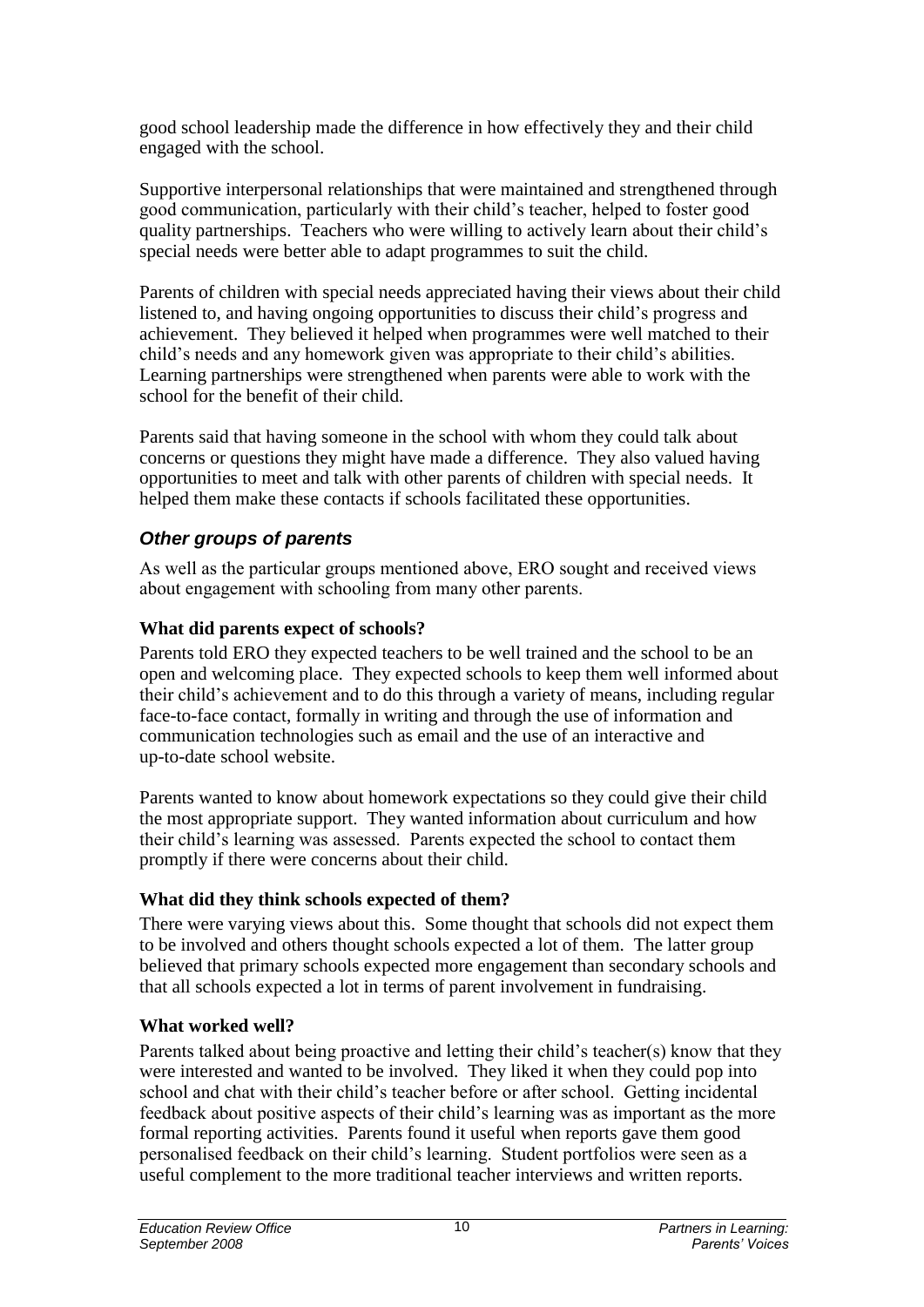good school leadership made the difference in how effectively they and their child engaged with the school.

Supportive interpersonal relationships that were maintained and strengthened through good communication, particularly with their child's teacher, helped to foster good quality partnerships. Teachers who were willing to actively learn about their child's special needs were better able to adapt programmes to suit the child.

Parents of children with special needs appreciated having their views about their child listened to, and having ongoing opportunities to discuss their child's progress and achievement. They believed it helped when programmes were well matched to their child's needs and any homework given was appropriate to their child's abilities. Learning partnerships were strengthened when parents were able to work with the school for the benefit of their child.

Parents said that having someone in the school with whom they could talk about concerns or questions they might have made a difference. They also valued having opportunities to meet and talk with other parents of children with special needs. It helped them make these contacts if schools facilitated these opportunities.

### *Other groups of parents*

As well as the particular groups mentioned above, ERO sought and received views about engagement with schooling from many other parents.

#### What did parents expect of schools?

Parents told ERO they expected teachers to be well trained and the school to be an open and welcoming place. They expected schools to keep them well informed about their child's achievement and to do this through a variety of means, including regular face-to-face contact, formally in writing and through the use of information and communication technologies such as email and the use of an interactive and up-to-date school website.

Parents wanted to know about homework expectations so they could give their child the most appropriate support. They wanted information about curriculum and how their child's learning was assessed. Parents expected the school to contact them promptly if there were concerns about their child.

#### What did they think schools expected of them?

There were varying views about this. Some thought that schools did not expect them to be involved and others thought schools expected a lot of them. The latter group believed that primary schools expected more engagement than secondary schools and that all schools expected a lot in terms of parent involvement in fundraising.

#### What worked well?

Parents talked about being proactive and letting their child's teacher(s) know that they were interested and wanted to be involved. They liked it when they could pop into school and chat with their child's teacher before or after school. Getting incidental feedback about positive aspects of their child's learning was as important as the more formal reporting activities. Parents found it useful when reports gave them good personalised feedback on their child's learning. Student portfolios were seen as a useful complement to the more traditional teacher interviews and written reports.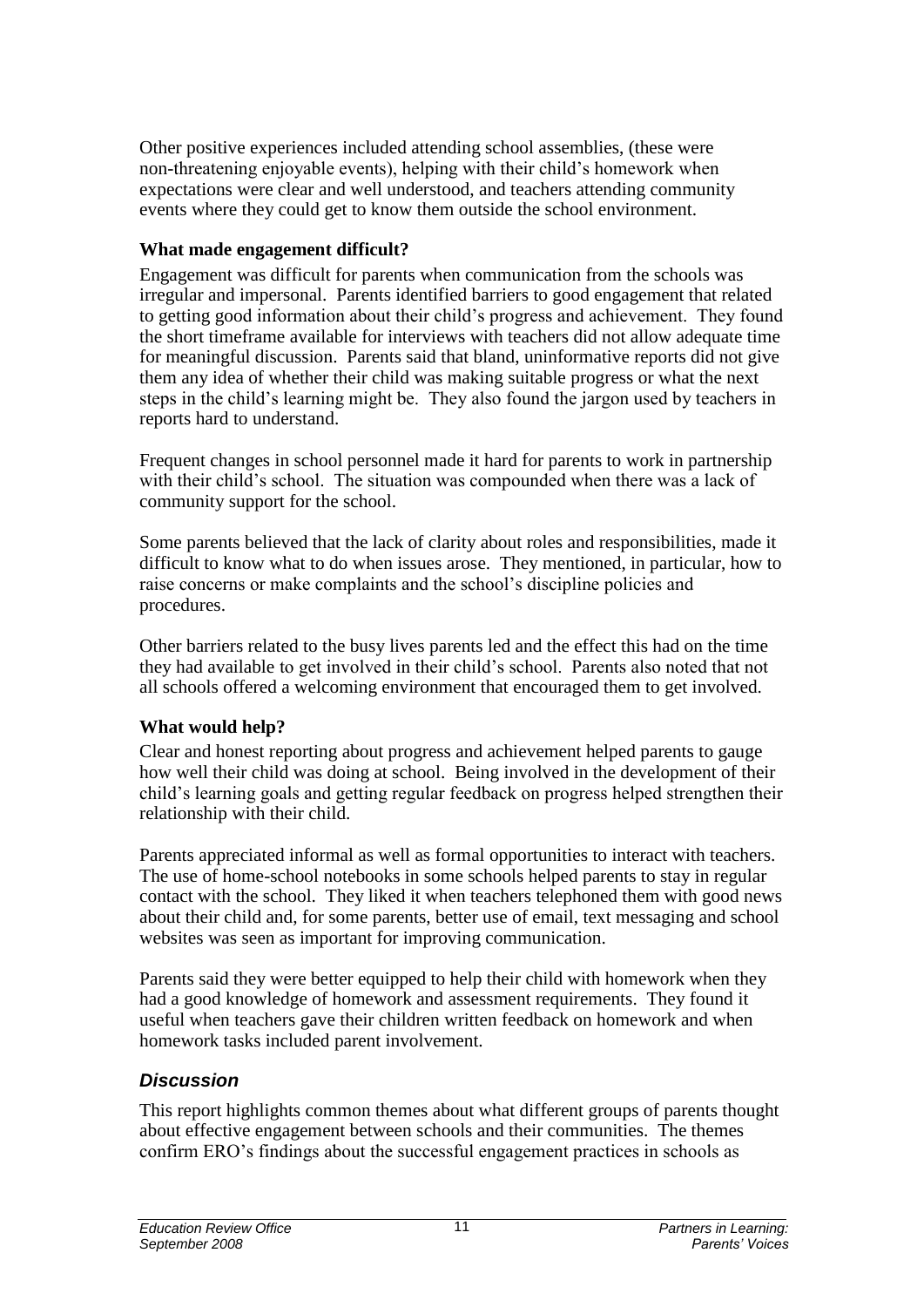Other positive experiences included attending school assemblies, (these were non-threatening enjoyable events), helping with their child's homework when expectations were clear and well understood, and teachers attending community events where they could get to know them outside the school environment.

### What made engagement difficult?

Engagement was difficult for parents when communication from the schools was irregular and impersonal. Parents identified barriers to good engagement that related to getting good information about their child's progress and achievement. They found the short timeframe available for interviews with teachers did not allow adequate time for meaningful discussion. Parents said that bland, uninformative reports did not give them any idea of whether their child was making suitable progress or what the next steps in the child's learning might be. They also found the jargon used by teachers in reports hard to understand.

Frequent changes in school personnel made it hard for parents to work in partnership with their child's school. The situation was compounded when there was a lack of community support for the school.

Some parents believed that the lack of clarity about roles and responsibilities, made it difficult to know what to do when issues arose. They mentioned, in particular, how to raise concerns or make complaints and the school's discipline policies and procedures.

Other barriers related to the busy lives parents led and the effect this had on the time they had available to get involved in their child's school. Parents also noted that not all schools offered a welcoming environment that encouraged them to get involved.

### What would help?

Clear and honest reporting about progress and achievement helped parents to gauge how well their child was doing at school. Being involved in the development of their child's learning goals and getting regular feedback on progress helped strengthen their relationship with their child.

Parents appreciated informal as well as formal opportunities to interact with teachers. The use of home-school notebooks in some schools helped parents to stay in regular contact with the school. They liked it when teachers telephoned them with good news about their child and, for some parents, better use of email, text messaging and school websites was seen as important for improving communication.

Parents said they were better equipped to help their child with homework when they had a good knowledge of homework and assessment requirements. They found it useful when teachers gave their children written feedback on homework and when homework tasks included parent involvement.

## *Discussion*

This report highlights common themes about what different groups of parents thought about effective engagement between schools and their communities. The themes confirm ERO's findings about the successful engagement practices in schools as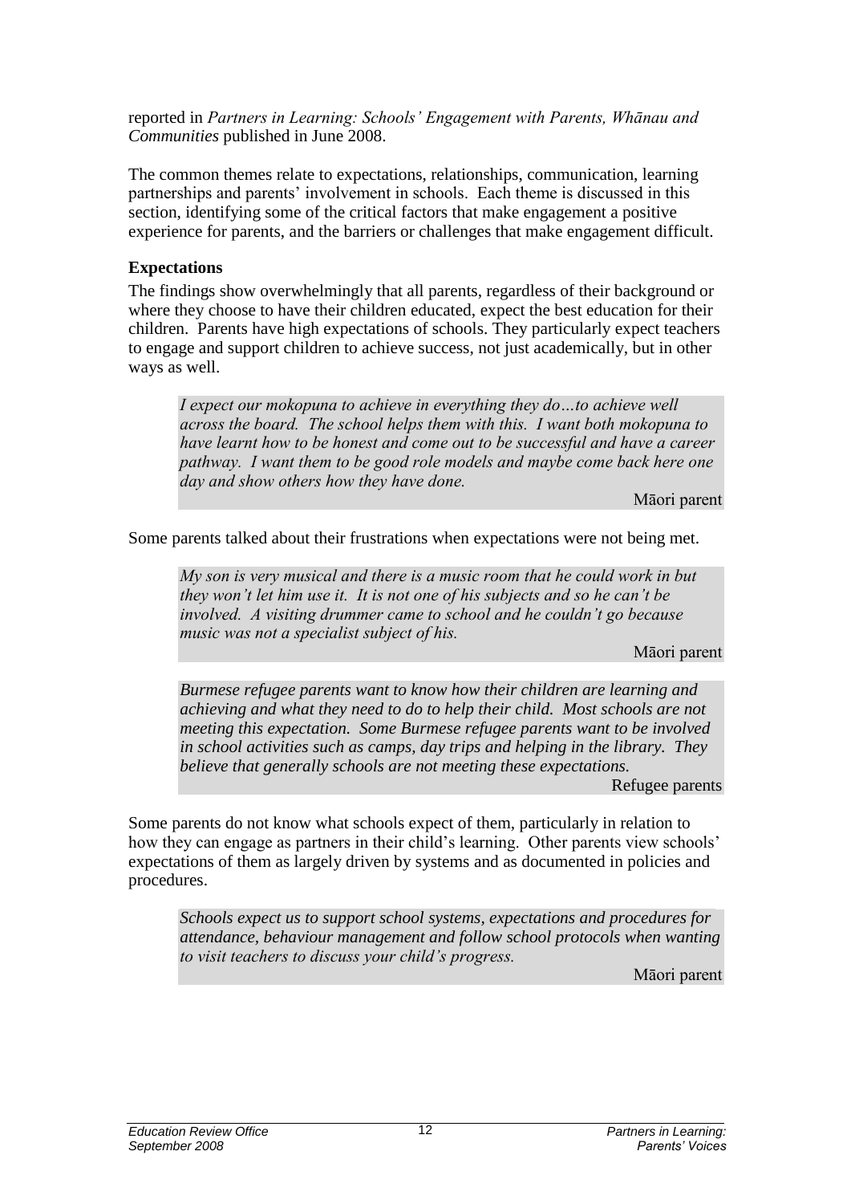reported in *Partners in Learning: Schools' Engagement with Parents, Whānau and Communities* published in June 2008.

The common themes relate to expectations, relationships, communication, learning partnerships and parents' involvement in schools. Each theme is discussed in this section, identifying some of the critical factors that make engagement a positive experience for parents, and the barriers or challenges that make engagement difficult.

### Expectations

The findings show overwhelmingly that all parents, regardless of their background or where they choose to have their children educated, expect the best education for their children. Parents have high expectations of schools. They particularly expect teachers to engage and support children to achieve success, not just academically, but in other ways as well.

> *I expect our mokopuna to achieve in everything they do…to achieve well across the board. The school helps them with this. I want both mokopuna to have learnt how to be honest and come out to be successful and have a career pathway. I want them to be good role models and maybe come back here one day and show others how they have done.*
>
> Māori parent

Some parents talked about their frustrations when expectations were not being met.

> *My son is very musical and there is a music room that he could work in but they won't let him use it. It is not one of his subjects and so he can't be involved. A visiting drummer came to school and he couldn't go because music was not a specialist subject of his.*
>
> Māori parent

> *Burmese refugee parents want to know how their children are learning and achieving and what they need to do to help their child. Most schools are not meeting this expectation. Some Burmese refugee parents want to be involved in school activities such as camps, day trips and helping in the library. They believe that generally schools are not meeting these expectations.*
>
> Refugee parents

Some parents do not know what schools expect of them, particularly in relation to how they can engage as partners in their child's learning. Other parents view schools' expectations of them as largely driven by systems and as documented in policies and procedures.

> *Schools expect us to support school systems, expectations and procedures for attendance, behaviour management and follow school protocols when wanting to visit teachers to discuss your child's progress.*
>
> Māori parent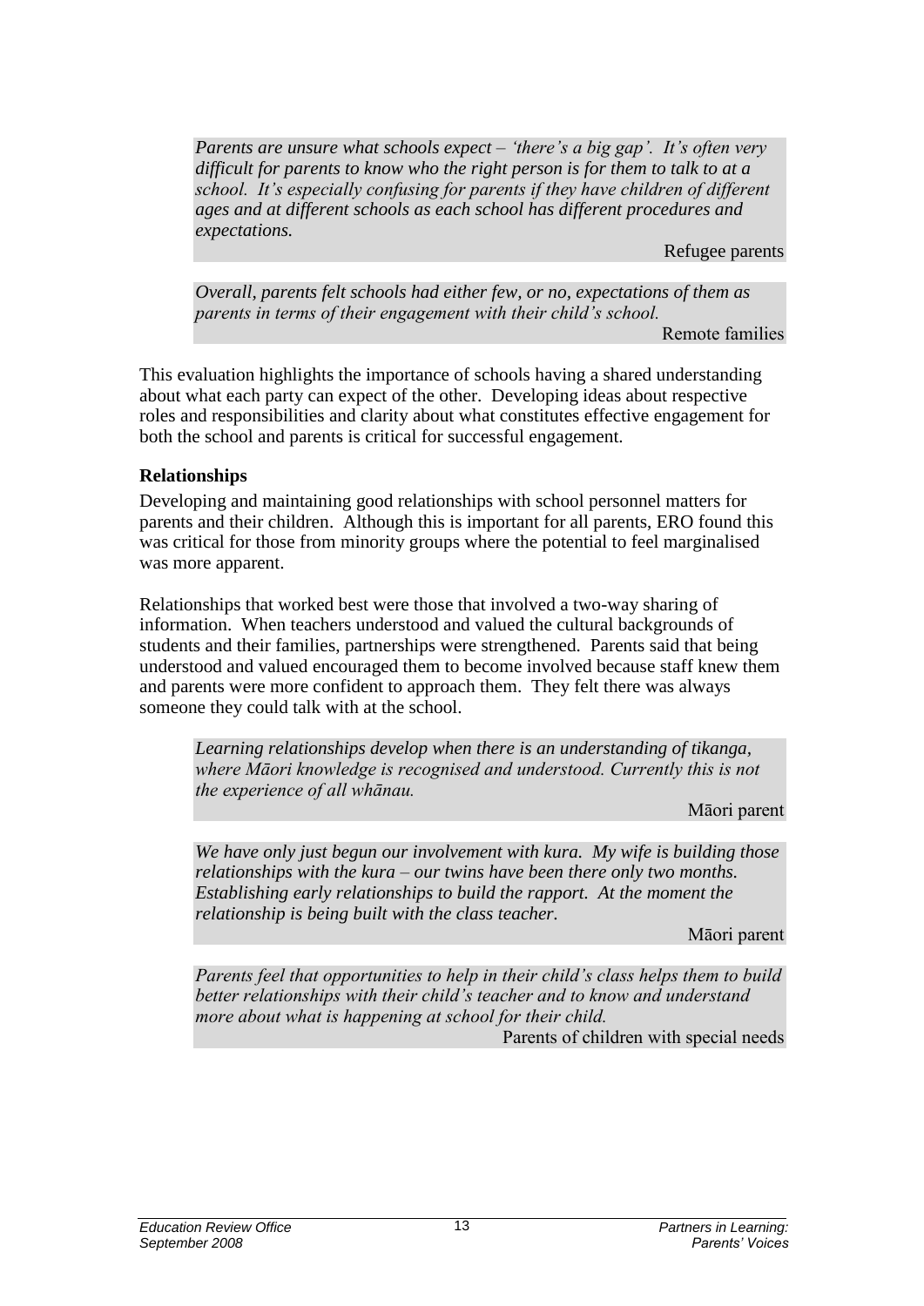> *Parents are unsure what schools expect – 'there's a big gap'. It's often very difficult for parents to know who the right person is for them to talk to at a school. It's especially confusing for parents if they have children of different ages and at different schools as each school has different procedures and expectations.*
>
> Refugee parents

> *Overall, parents felt schools had either few, or no, expectations of them as parents in terms of their engagement with their child's school.*
>
> Remote families

This evaluation highlights the importance of schools having a shared understanding about what each party can expect of the other. Developing ideas about respective roles and responsibilities and clarity about what constitutes effective engagement for both the school and parents is critical for successful engagement.

**Relationships**

Developing and maintaining good relationships with school personnel matters for parents and their children. Although this is important for all parents, ERO found this was critical for those from minority groups where the potential to feel marginalised was more apparent.

Relationships that worked best were those that involved a two-way sharing of information. When teachers understood and valued the cultural backgrounds of students and their families, partnerships were strengthened. Parents said that being understood and valued encouraged them to become involved because staff knew them and parents were more confident to approach them. They felt there was always someone they could talk with at the school.

> *Learning relationships develop when there is an understanding of tikanga, where Māori knowledge is recognised and understood. Currently this is not the experience of all whānau.*
>
> Māori parent

> *We have only just begun our involvement with kura. My wife is building those relationships with the kura – our twins have been there only two months. Establishing early relationships to build the rapport. At the moment the relationship is being built with the class teacher.*
>
> Māori parent

> *Parents feel that opportunities to help in their child's class helps them to build better relationships with their child's teacher and to know and understand more about what is happening at school for their child.*
>
> Parents of children with special needs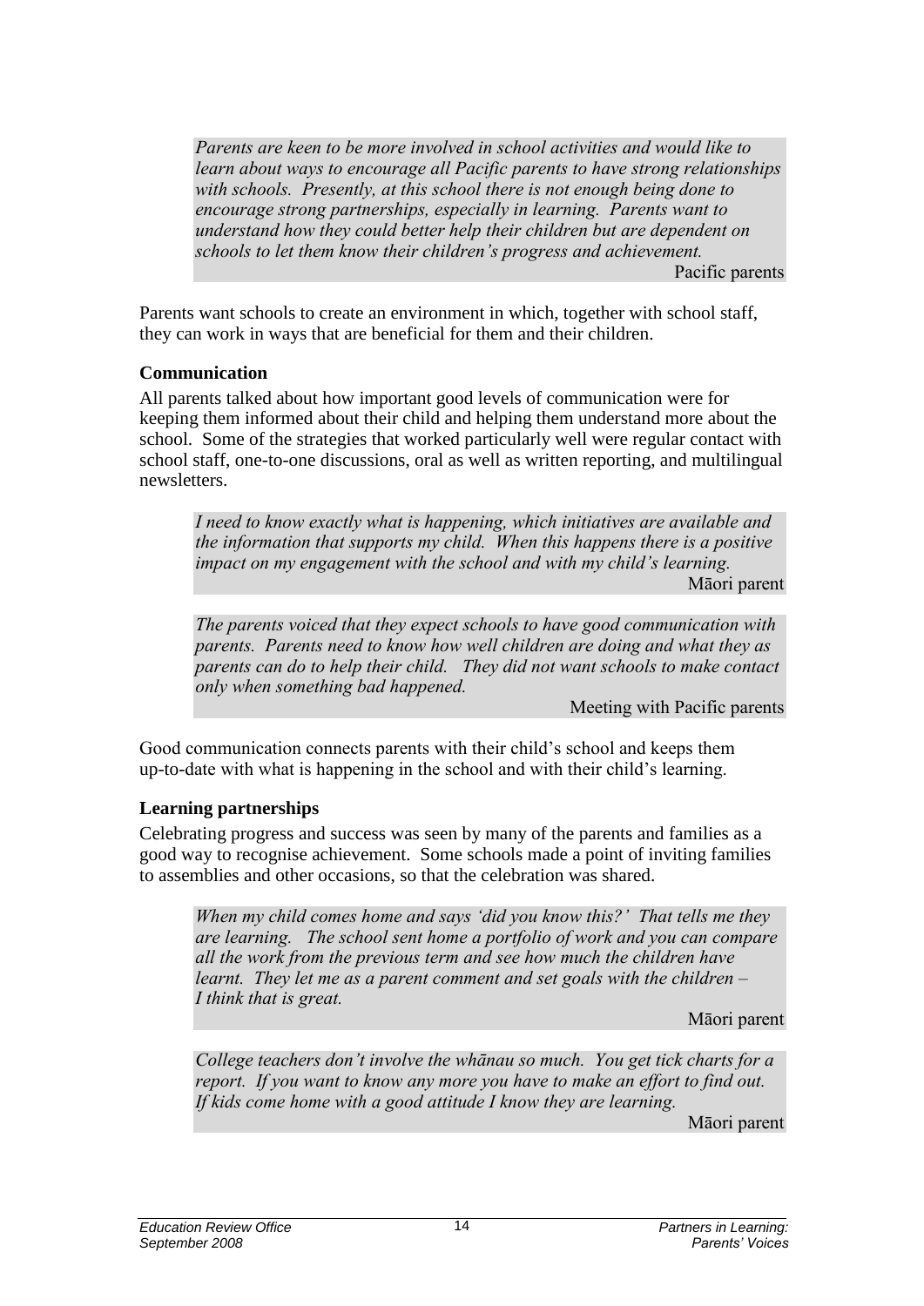> *Parents are keen to be more involved in school activities and would like to learn about ways to encourage all Pacific parents to have strong relationships with schools. Presently, at this school there is not enough being done to encourage strong partnerships, especially in learning. Parents want to understand how they could better help their children but are dependent on schools to let them know their children's progress and achievement.*
>
> Pacific parents

Parents want schools to create an environment in which, together with school staff, they can work in ways that are beneficial for them and their children.

### Communication

All parents talked about how important good levels of communication were for keeping them informed about their child and helping them understand more about the school. Some of the strategies that worked particularly well were regular contact with school staff, one-to-one discussions, oral as well as written reporting, and multilingual newsletters.

> *I need to know exactly what is happening, which initiatives are available and the information that supports my child. When this happens there is a positive impact on my engagement with the school and with my child's learning.*
>
> Māori parent

> *The parents voiced that they expect schools to have good communication with parents. Parents need to know how well children are doing and what they as parents can do to help their child. They did not want schools to make contact only when something bad happened.*
>
> Meeting with Pacific parents

Good communication connects parents with their child's school and keeps them up-to-date with what is happening in the school and with their child's learning.

### Learning partnerships

Celebrating progress and success was seen by many of the parents and families as a good way to recognise achievement. Some schools made a point of inviting families to assemblies and other occasions, so that the celebration was shared.

> *When my child comes home and says 'did you know this?' That tells me they are learning. The school sent home a portfolio of work and you can compare all the work from the previous term and see how much the children have learnt. They let me as a parent comment and set goals with the children – I think that is great.*
>
> Māori parent

> *College teachers don't involve the whānau so much. You get tick charts for a report. If you want to know any more you have to make an effort to find out. If kids come home with a good attitude I know they are learning.*
>
> Māori parent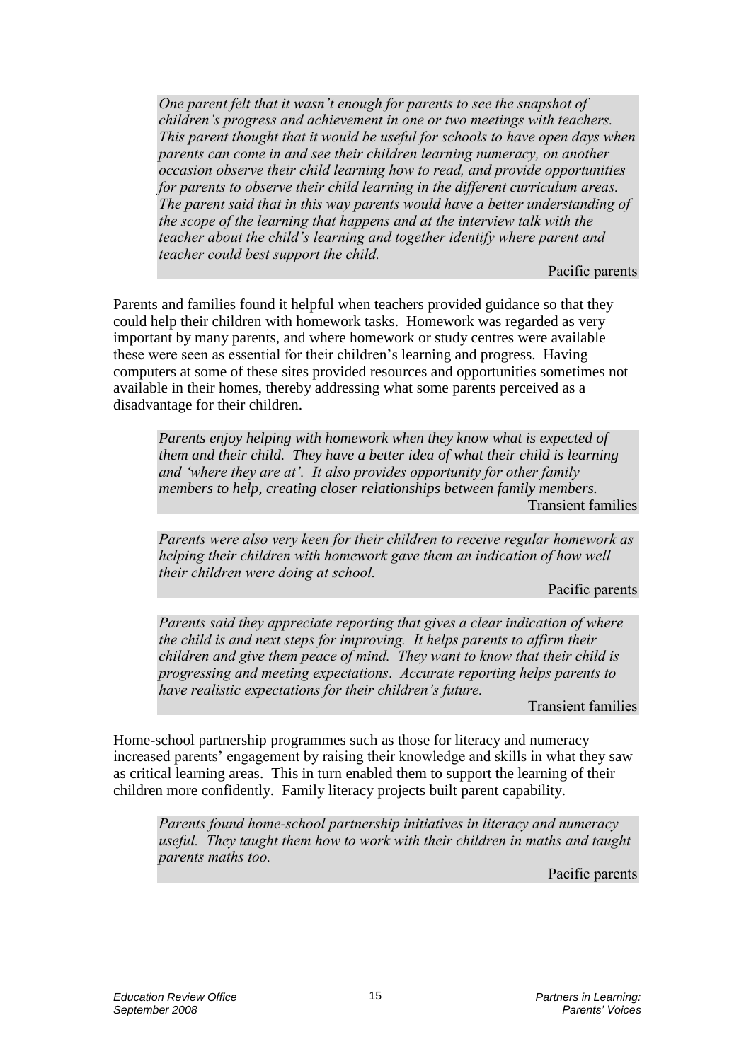*One parent felt that it wasn't enough for parents to see the snapshot of children's progress and achievement in one or two meetings with teachers. This parent thought that it would be useful for schools to have open days when parents can come in and see their children learning numeracy, on another occasion observe their child learning how to read, and provide opportunities for parents to observe their child learning in the different curriculum areas. The parent said that in this way parents would have a better understanding of the scope of the learning that happens and at the interview talk with the teacher about the child's learning and together identify where parent and teacher could best support the child.*

Pacific parents

Parents and families found it helpful when teachers provided guidance so that they could help their children with homework tasks. Homework was regarded as very important by many parents, and where homework or study centres were available these were seen as essential for their children's learning and progress. Having computers at some of these sites provided resources and opportunities sometimes not available in their homes, thereby addressing what some parents perceived as a disadvantage for their children.

*Parents enjoy helping with homework when they know what is expected of them and their child. They have a better idea of what their child is learning and 'where they are at'. It also provides opportunity for other family members to help, creating closer relationships between family members.*

Transient families

*Parents were also very keen for their children to receive regular homework as helping their children with homework gave them an indication of how well their children were doing at school.*

Pacific parents

*Parents said they appreciate reporting that gives a clear indication of where the child is and next steps for improving. It helps parents to affirm their children and give them peace of mind. They want to know that their child is progressing and meeting expectations. Accurate reporting helps parents to have realistic expectations for their children's future.*

Transient families

Home-school partnership programmes such as those for literacy and numeracy increased parents' engagement by raising their knowledge and skills in what they saw as critical learning areas. This in turn enabled them to support the learning of their children more confidently. Family literacy projects built parent capability.

*Parents found home-school partnership initiatives in literacy and numeracy useful. They taught them how to work with their children in maths and taught parents maths too.*

Pacific parents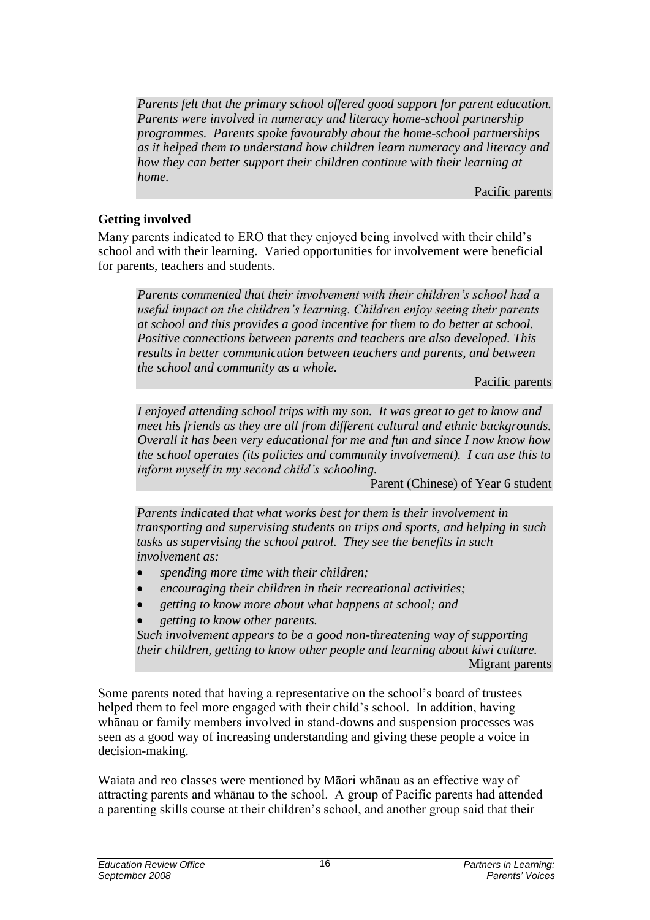> *Parents felt that the primary school offered good support for parent education. Parents were involved in numeracy and literacy home-school partnership programmes. Parents spoke favourably about the home-school partnerships as it helped them to understand how children learn numeracy and literacy and how they can better support their children continue with their learning at home.*
>
> Pacific parents

### Getting involved

Many parents indicated to ERO that they enjoyed being involved with their child's school and with their learning. Varied opportunities for involvement were beneficial for parents, teachers and students.

> *Parents commented that their involvement with their children's school had a useful impact on the children's learning. Children enjoy seeing their parents at school and this provides a good incentive for them to do better at school. Positive connections between parents and teachers are also developed. This results in better communication between teachers and parents, and between the school and community as a whole.*
>
> Pacific parents

> *I enjoyed attending school trips with my son. It was great to get to know and meet his friends as they are all from different cultural and ethnic backgrounds. Overall it has been very educational for me and fun and since I now know how the school operates (its policies and community involvement). I can use this to inform myself in my second child's schooling.*
>
> Parent (Chinese) of Year 6 student

> *Parents indicated that what works best for them is their involvement in transporting and supervising students on trips and sports, and helping in such tasks as supervising the school patrol. They see the benefits in such involvement as:*
>
> - *spending more time with their children;*
> - *encouraging their children in their recreational activities;*
> - *getting to know more about what happens at school; and*
> - *getting to know other parents.*
>
> *Such involvement appears to be a good non-threatening way of supporting their children, getting to know other people and learning about kiwi culture.*
>
> Migrant parents

Some parents noted that having a representative on the school's board of trustees helped them to feel more engaged with their child's school. In addition, having whānau or family members involved in stand-downs and suspension processes was seen as a good way of increasing understanding and giving these people a voice in decision-making.

Waiata and reo classes were mentioned by Māori whānau as an effective way of attracting parents and whānau to the school. A group of Pacific parents had attended a parenting skills course at their children's school, and another group said that their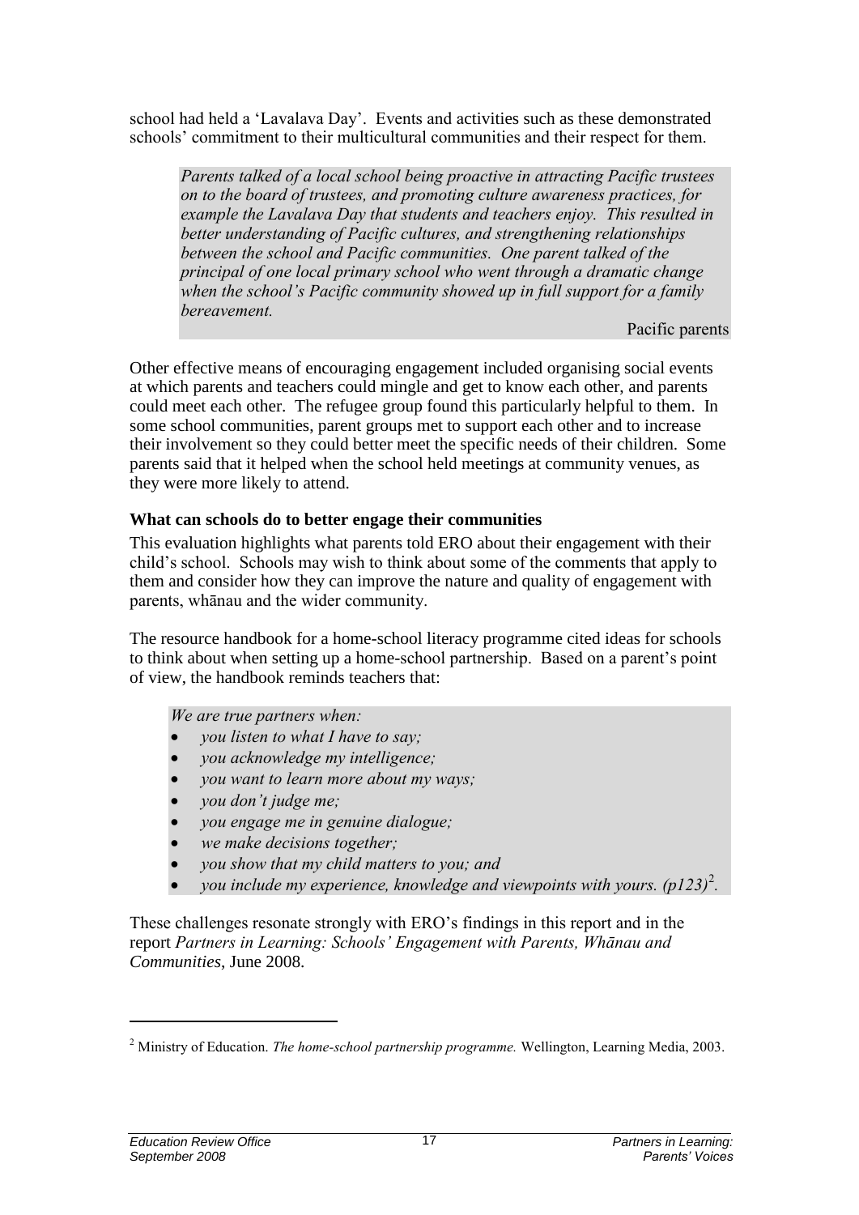school had held a 'Lavalava Day'. Events and activities such as these demonstrated schools' commitment to their multicultural communities and their respect for them.

> *Parents talked of a local school being proactive in attracting Pacific trustees on to the board of trustees, and promoting culture awareness practices, for example the Lavalava Day that students and teachers enjoy. This resulted in better understanding of Pacific cultures, and strengthening relationships between the school and Pacific communities. One parent talked of the principal of one local primary school who went through a dramatic change when the school's Pacific community showed up in full support for a family bereavement.*
>
> Pacific parents

Other effective means of encouraging engagement included organising social events at which parents and teachers could mingle and get to know each other, and parents could meet each other. The refugee group found this particularly helpful to them. In some school communities, parent groups met to support each other and to increase their involvement so they could better meet the specific needs of their children. Some parents said that it helped when the school held meetings at community venues, as they were more likely to attend.

### What can schools do to better engage their communities

This evaluation highlights what parents told ERO about their engagement with their child's school. Schools may wish to think about some of the comments that apply to them and consider how they can improve the nature and quality of engagement with parents, whānau and the wider community.

The resource handbook for a home-school literacy programme cited ideas for schools to think about when setting up a home-school partnership. Based on a parent's point of view, the handbook reminds teachers that:

> *We are true partners when:*
>
> - *you listen to what I have to say;*
> - *you acknowledge my intelligence;*
> - *you want to learn more about my ways;*
> - *you don't judge me;*
> - *you engage me in genuine dialogue;*
> - *we make decisions together;*
> - *you show that my child matters to you; and*
> - *you include my experience, knowledge and viewpoints with yours. (p123)*[2].

These challenges resonate strongly with ERO's findings in this report and in the report *Partners in Learning: Schools' Engagement with Parents, Whānau and Communities*, June 2008.

---

[2] Ministry of Education. *The home-school partnership programme.* Wellington, Learning Media, 2003.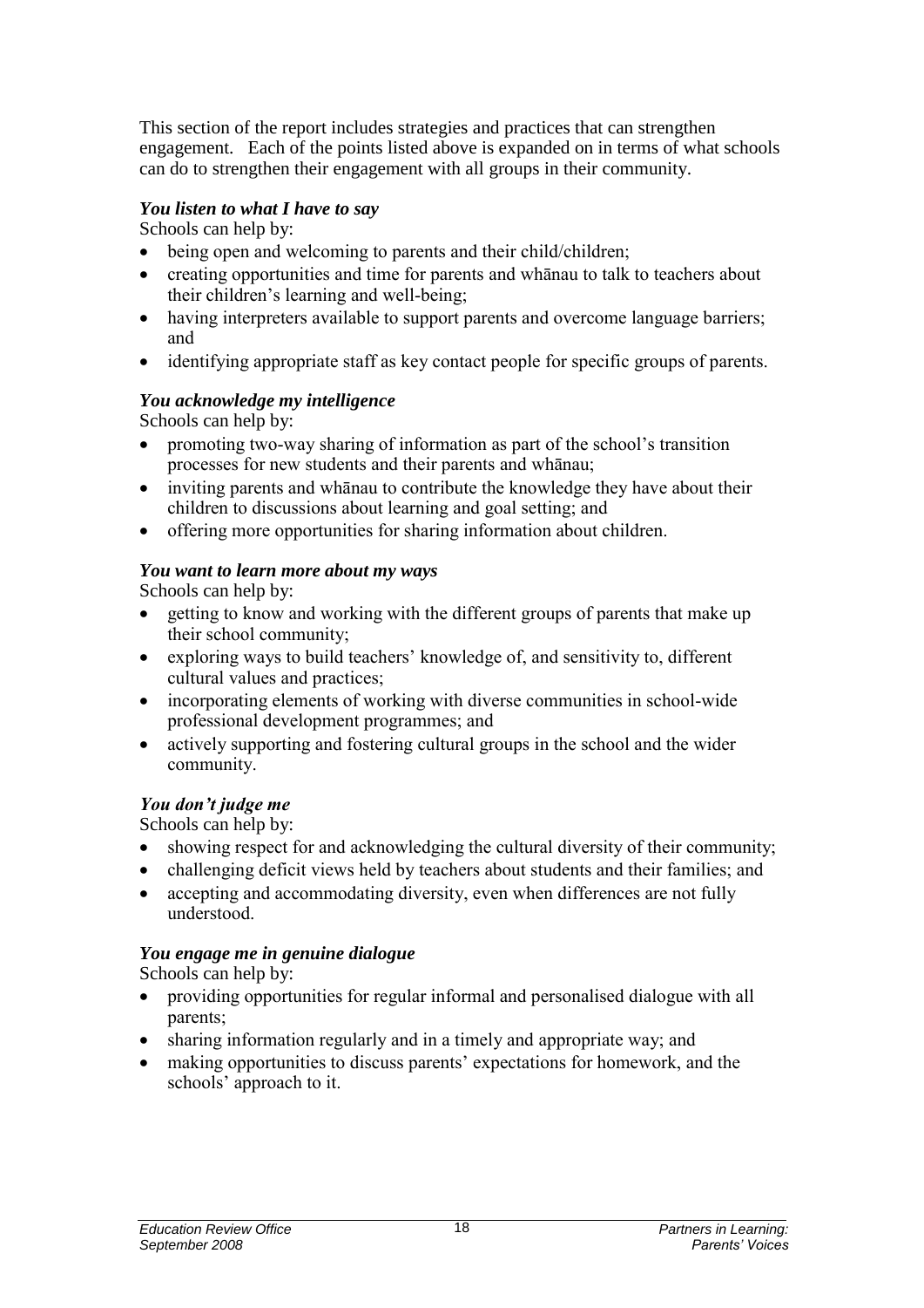This section of the report includes strategies and practices that can strengthen engagement. Each of the points listed above is expanded on in terms of what schools can do to strengthen their engagement with all groups in their community.

### *You listen to what I have to say*

Schools can help by:

- being open and welcoming to parents and their child/children;
- creating opportunities and time for parents and whānau to talk to teachers about their children's learning and well-being;
- having interpreters available to support parents and overcome language barriers; and
- identifying appropriate staff as key contact people for specific groups of parents.

### *You acknowledge my intelligence*

Schools can help by:

- promoting two-way sharing of information as part of the school's transition processes for new students and their parents and whānau;
- inviting parents and whānau to contribute the knowledge they have about their children to discussions about learning and goal setting; and
- offering more opportunities for sharing information about children.

### *You want to learn more about my ways*

Schools can help by:

- getting to know and working with the different groups of parents that make up their school community;
- exploring ways to build teachers' knowledge of, and sensitivity to, different cultural values and practices;
- incorporating elements of working with diverse communities in school-wide professional development programmes; and
- actively supporting and fostering cultural groups in the school and the wider community.

### *You don't judge me*

Schools can help by:

- showing respect for and acknowledging the cultural diversity of their community;
- challenging deficit views held by teachers about students and their families; and
- accepting and accommodating diversity, even when differences are not fully understood.

### *You engage me in genuine dialogue*

Schools can help by:

- providing opportunities for regular informal and personalised dialogue with all parents;
- sharing information regularly and in a timely and appropriate way; and
- making opportunities to discuss parents' expectations for homework, and the schools' approach to it.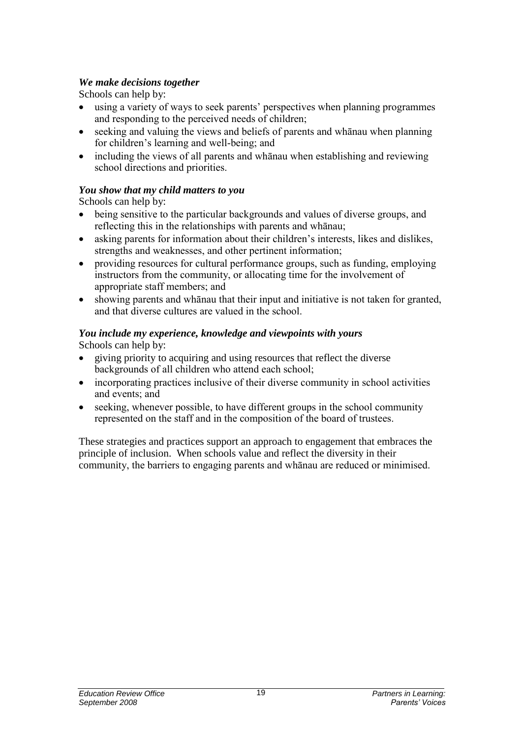***We make decisions together***

Schools can help by:

- using a variety of ways to seek parents' perspectives when planning programmes and responding to the perceived needs of children;
- seeking and valuing the views and beliefs of parents and whānau when planning for children's learning and well-being; and
- including the views of all parents and whānau when establishing and reviewing school directions and priorities.

***You show that my child matters to you***

Schools can help by:

- being sensitive to the particular backgrounds and values of diverse groups, and reflecting this in the relationships with parents and whānau;
- asking parents for information about their children's interests, likes and dislikes, strengths and weaknesses, and other pertinent information;
- providing resources for cultural performance groups, such as funding, employing instructors from the community, or allocating time for the involvement of appropriate staff members; and
- showing parents and whānau that their input and initiative is not taken for granted, and that diverse cultures are valued in the school.

***You include my experience, knowledge and viewpoints with yours***

Schools can help by:

- giving priority to acquiring and using resources that reflect the diverse backgrounds of all children who attend each school;
- incorporating practices inclusive of their diverse community in school activities and events; and
- seeking, whenever possible, to have different groups in the school community represented on the staff and in the composition of the board of trustees.

These strategies and practices support an approach to engagement that embraces the principle of inclusion. When schools value and reflect the diversity in their community, the barriers to engaging parents and whānau are reduced or minimised.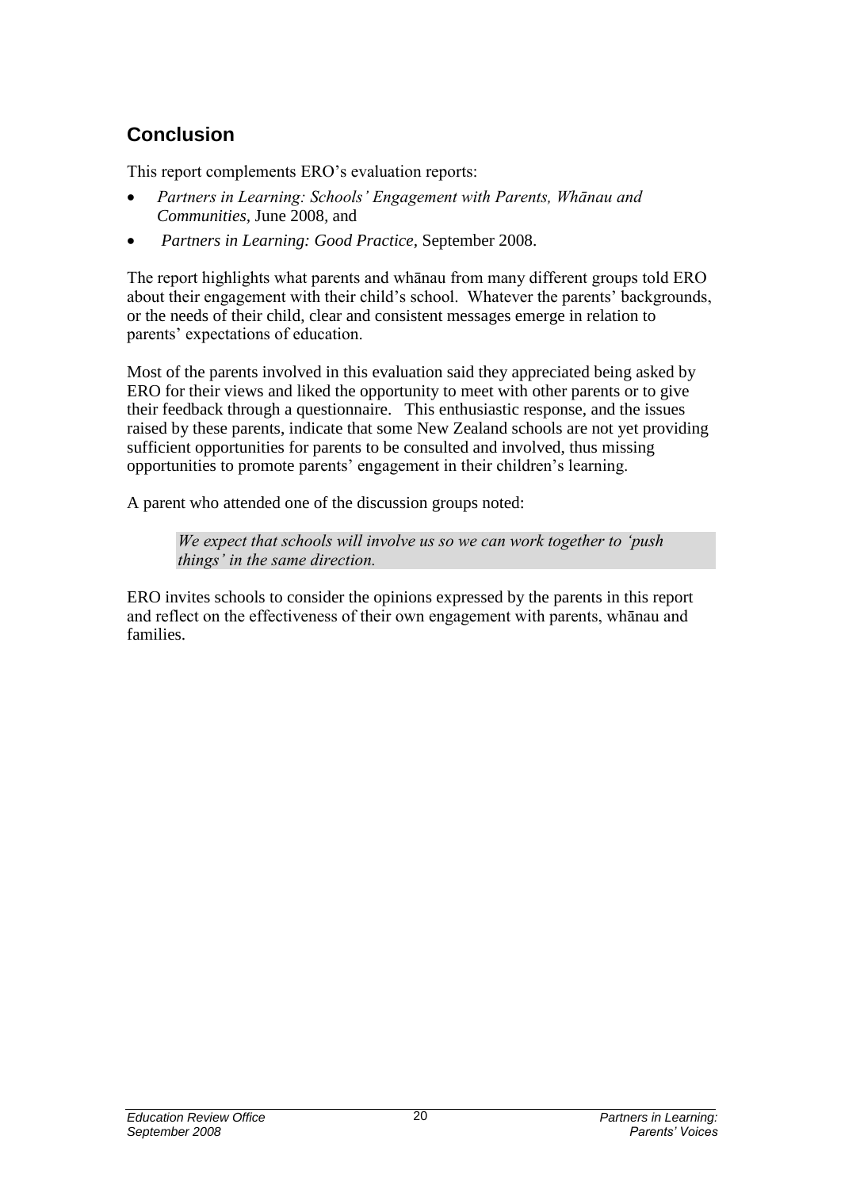## Conclusion

This report complements ERO's evaluation reports:

- *Partners in Learning: Schools' Engagement with Parents, Whānau and Communities,* June 2008, and
- *Partners in Learning: Good Practice,* September 2008.

The report highlights what parents and whānau from many different groups told ERO about their engagement with their child's school. Whatever the parents' backgrounds, or the needs of their child, clear and consistent messages emerge in relation to parents' expectations of education.

Most of the parents involved in this evaluation said they appreciated being asked by ERO for their views and liked the opportunity to meet with other parents or to give their feedback through a questionnaire. This enthusiastic response, and the issues raised by these parents, indicate that some New Zealand schools are not yet providing sufficient opportunities for parents to be consulted and involved, thus missing opportunities to promote parents' engagement in their children's learning.

A parent who attended one of the discussion groups noted:

> *We expect that schools will involve us so we can work together to 'push things' in the same direction.*

ERO invites schools to consider the opinions expressed by the parents in this report and reflect on the effectiveness of their own engagement with parents, whānau and families.